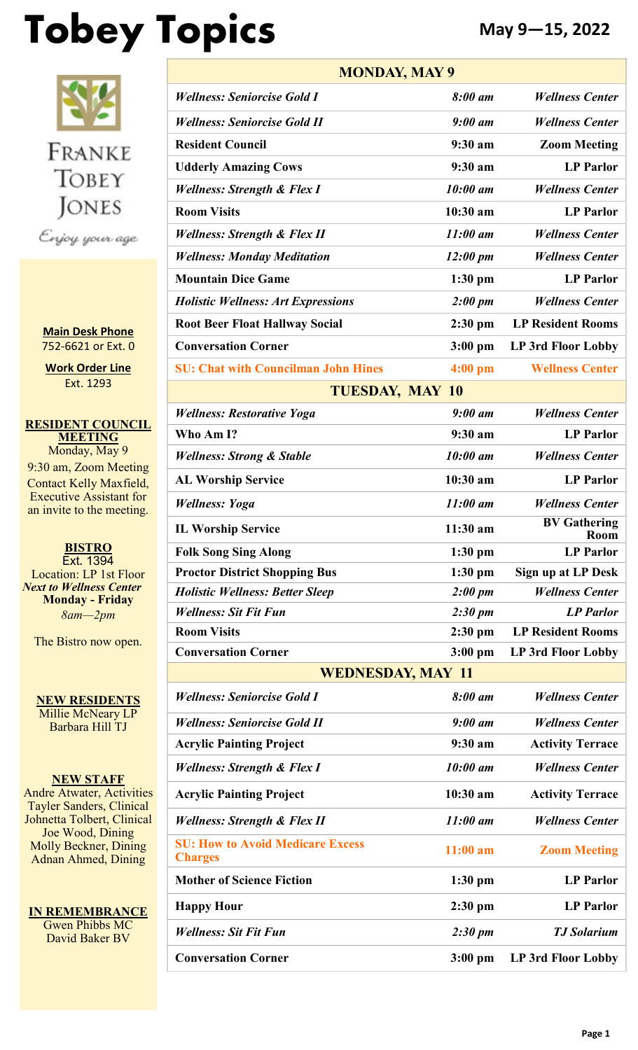# Tobey Topics

**May 9—15, 2022**

FRANKE TOBEY JONES

*Enjoy your age*

**Main Desk Phone**
752-6621 or Ext. 0

**Work Order Line**
Ext. 1293

**RESIDENT COUNCIL MEETING**
Monday, May 9
9:30 am, Zoom Meeting
Contact Kelly Maxfield, Executive Assistant for an invite to the meeting.

**BISTRO**
Ext. 1394
Location: LP 1st Floor
***Next to Wellness Center***
**Monday - Friday**
*8am—2pm*

The Bistro now open.

**NEW RESIDENTS**
Millie McNeary LP
Barbara Hill TJ

**NEW STAFF**
Andre Atwater, Activities
Tayler Sanders, Clinical
Johnetta Tolbert, Clinical
Joe Wood, Dining
Molly Beckner, Dining
Adnan Ahmed, Dining

**IN REMEMBRANCE**
Gwen Phibbs MC
David Baker BV

| **MONDAY, MAY 9** | | |
|---|---|---|
| ***Wellness: Seniorcise Gold I*** | ***8:00 am*** | ***Wellness Center*** |
| ***Wellness: Seniorcise Gold II*** | ***9:00 am*** | ***Wellness Center*** |
| **Resident Council** | **9:30 am** | **Zoom Meeting** |
| **Udderly Amazing Cows** | **9:30 am** | **LP Parlor** |
| ***Wellness: Strength & Flex I*** | ***10:00 am*** | ***Wellness Center*** |
| **Room Visits** | **10:30 am** | **LP Parlor** |
| ***Wellness: Strength & Flex II*** | ***11:00 am*** | ***Wellness Center*** |
| ***Wellness: Monday Meditation*** | ***12:00 pm*** | ***Wellness Center*** |
| **Mountain Dice Game** | **1:30 pm** | **LP Parlor** |
| ***Holistic Wellness: Art Expressions*** | ***2:00 pm*** | ***Wellness Center*** |
| **Root Beer Float Hallway Social** | **2:30 pm** | **LP Resident Rooms** |
| **Conversation Corner** | **3:00 pm** | **LP 3rd Floor Lobby** |
| **SU: Chat with Councilman John Hines** | **4:00 pm** | **Wellness Center** |
| **TUESDAY, MAY 10** | | |
| ***Wellness: Restorative Yoga*** | ***9:00 am*** | ***Wellness Center*** |
| **Who Am I?** | **9:30 am** | **LP Parlor** |
| ***Wellness: Strong & Stable*** | ***10:00 am*** | ***Wellness Center*** |
| **AL Worship Service** | **10:30 am** | **LP Parlor** |
| ***Wellness: Yoga*** | ***11:00 am*** | ***Wellness Center*** |
| **IL Worship Service** | **11:30 am** | **BV Gathering Room** |
| **Folk Song Sing Along** | **1:30 pm** | **LP Parlor** |
| **Proctor District Shopping Bus** | **1:30 pm** | **Sign up at LP Desk** |
| ***Holistic Wellness: Better Sleep*** | ***2:00 pm*** | ***Wellness Center*** |
| ***Wellness: Sit Fit Fun*** | ***2:30 pm*** | ***LP Parlor*** |
| **Room Visits** | **2:30 pm** | **LP Resident Rooms** |
| **Conversation Corner** | **3:00 pm** | **LP 3rd Floor Lobby** |
| **WEDNESDAY, MAY 11** | | |
| ***Wellness: Seniorcise Gold I*** | ***8:00 am*** | ***Wellness Center*** |
| ***Wellness: Seniorcise Gold II*** | ***9:00 am*** | ***Wellness Center*** |
| **Acrylic Painting Project** | **9:30 am** | **Activity Terrace** |
| ***Wellness: Strength & Flex I*** | ***10:00 am*** | ***Wellness Center*** |
| **Acrylic Painting Project** | **10:30 am** | **Activity Terrace** |
| ***Wellness: Strength & Flex II*** | ***11:00 am*** | ***Wellness Center*** |
| **SU: How to Avoid Medicare Excess Charges** | **11:00 am** | **Zoom Meeting** |
| **Mother of Science Fiction** | **1:30 pm** | **LP Parlor** |
| **Happy Hour** | **2:30 pm** | **LP Parlor** |
| ***Wellness: Sit Fit Fun*** | ***2:30 pm*** | ***TJ Solarium*** |
| **Conversation Corner** | **3:00 pm** | **LP 3rd Floor Lobby** |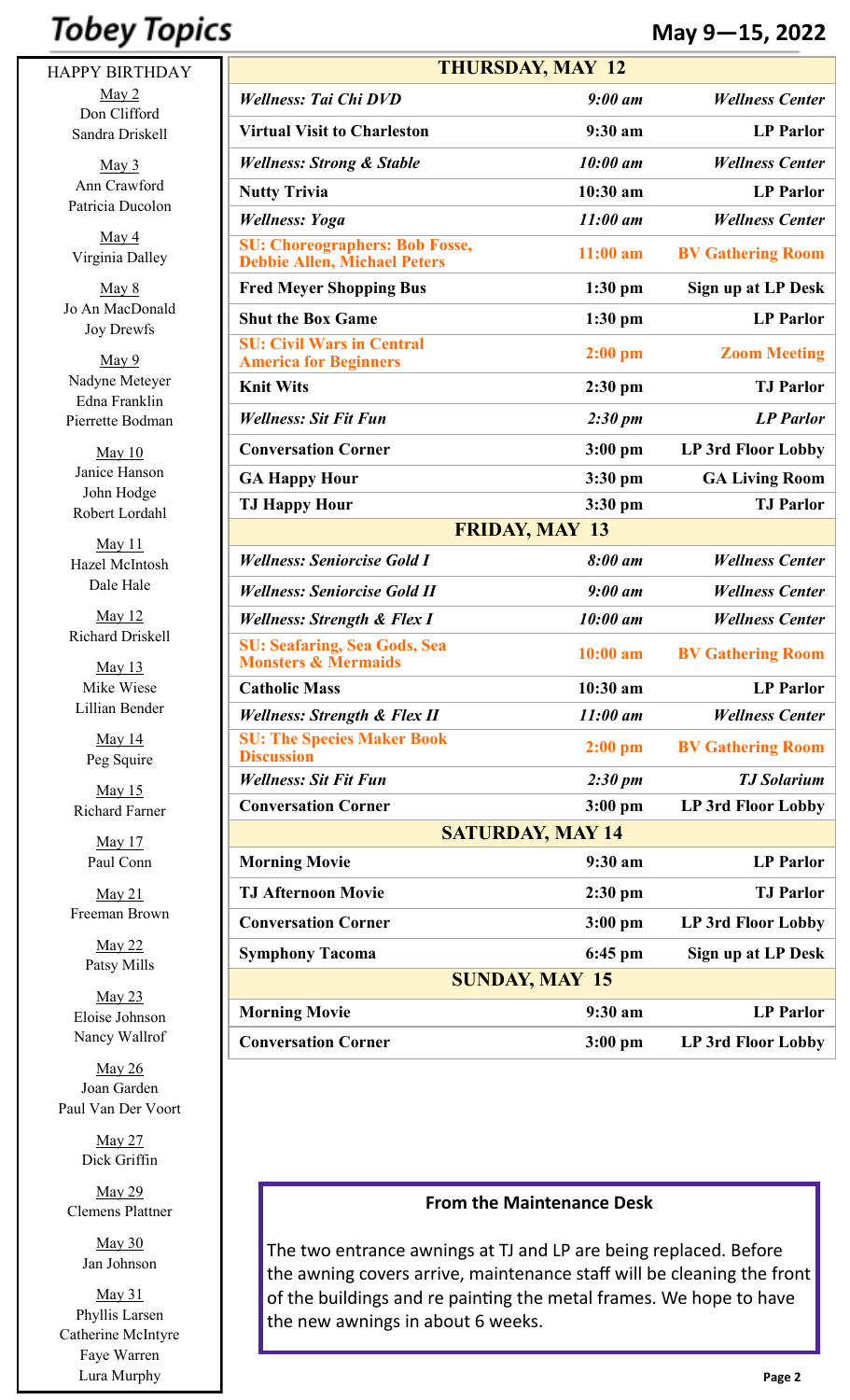# Tobey Topics

**May 9—15, 2022**

HAPPY BIRTHDAY

May 2
Don Clifford
Sandra Driskell

May 3
Ann Crawford
Patricia Ducolon

May 4
Virginia Dalley

May 8
Jo An MacDonald
Joy Drewfs

May 9
Nadyne Meteyer
Edna Franklin
Pierrette Bodman

May 10
Janice Hanson
John Hodge
Robert Lordahl

May 11
Hazel McIntosh
Dale Hale

May 12
Richard Driskell

May 13
Mike Wiese
Lillian Bender

May 14
Peg Squire

May 15
Richard Farner

May 17
Paul Conn

May 21
Freeman Brown

May 22
Patsy Mills

May 23
Eloise Johnson
Nancy Wallrof

May 26
Joan Garden
Paul Van Der Voort

May 27
Dick Griffin

May 29
Clemens Plattner

May 30
Jan Johnson

May 31
Phyllis Larsen
Catherine McIntyre
Faye Warren
Lura Murphy

| **THURSDAY, MAY 12** | | |
|---|---|---|
| ***Wellness: Tai Chi DVD*** | ***9:00 am*** | ***Wellness Center*** |
| **Virtual Visit to Charleston** | **9:30 am** | **LP Parlor** |
| ***Wellness: Strong & Stable*** | ***10:00 am*** | ***Wellness Center*** |
| **Nutty Trivia** | **10:30 am** | **LP Parlor** |
| ***Wellness: Yoga*** | ***11:00 am*** | ***Wellness Center*** |
| **SU: Choreographers: Bob Fosse, Debbie Allen, Michael Peters** | **11:00 am** | **BV Gathering Room** |
| **Fred Meyer Shopping Bus** | **1:30 pm** | **Sign up at LP Desk** |
| **Shut the Box Game** | **1:30 pm** | **LP Parlor** |
| **SU: Civil Wars in Central America for Beginners** | **2:00 pm** | **Zoom Meeting** |
| **Knit Wits** | **2:30 pm** | **TJ Parlor** |
| ***Wellness: Sit Fit Fun*** | ***2:30 pm*** | ***LP Parlor*** |
| **Conversation Corner** | **3:00 pm** | **LP 3rd Floor Lobby** |
| **GA Happy Hour** | **3:30 pm** | **GA Living Room** |
| **TJ Happy Hour** | **3:30 pm** | **TJ Parlor** |
| **FRIDAY, MAY 13** | | |
| ***Wellness: Seniorcise Gold I*** | ***8:00 am*** | ***Wellness Center*** |
| ***Wellness: Seniorcise Gold II*** | ***9:00 am*** | ***Wellness Center*** |
| ***Wellness: Strength & Flex I*** | ***10:00 am*** | ***Wellness Center*** |
| **SU: Seafaring, Sea Gods, Sea Monsters & Mermaids** | **10:00 am** | **BV Gathering Room** |
| **Catholic Mass** | **10:30 am** | **LP Parlor** |
| ***Wellness: Strength & Flex II*** | ***11:00 am*** | ***Wellness Center*** |
| **SU: The Species Maker Book Discussion** | **2:00 pm** | **BV Gathering Room** |
| ***Wellness: Sit Fit Fun*** | ***2:30 pm*** | ***TJ Solarium*** |
| **Conversation Corner** | **3:00 pm** | **LP 3rd Floor Lobby** |
| **SATURDAY, MAY 14** | | |
| **Morning Movie** | **9:30 am** | **LP Parlor** |
| **TJ Afternoon Movie** | **2:30 pm** | **TJ Parlor** |
| **Conversation Corner** | **3:00 pm** | **LP 3rd Floor Lobby** |
| **Symphony Tacoma** | **6:45 pm** | **Sign up at LP Desk** |
| **SUNDAY, MAY 15** | | |
| **Morning Movie** | **9:30 am** | **LP Parlor** |
| **Conversation Corner** | **3:00 pm** | **LP 3rd Floor Lobby** |

**From the Maintenance Desk**

The two entrance awnings at TJ and LP are being replaced. Before the awning covers arrive, maintenance staff will be cleaning the front of the buildings and re painting the metal frames. We hope to have the new awnings in about 6 weeks.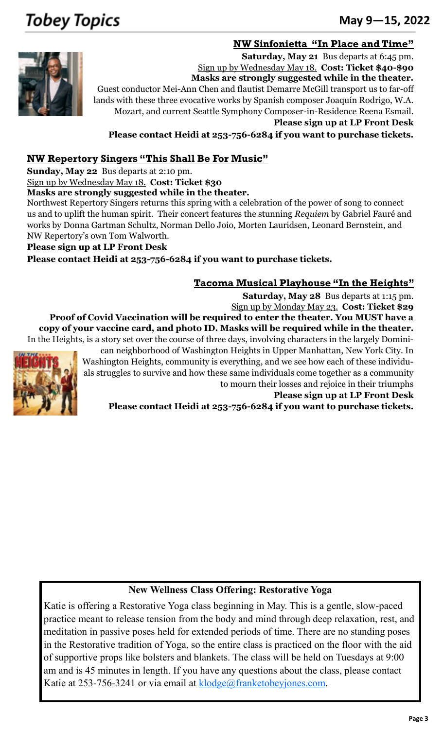## NW Sinfonietta "In Place and Time"

**Saturday, May 21** Bus departs at 6:45 pm.
Sign up by Wednesday May 18. **Cost: Ticket $40-$90**
**Masks are strongly suggested while in the theater.**

Guest conductor Mei-Ann Chen and flautist Demarre McGill transport us to far-off lands with these three evocative works by Spanish composer Joaquín Rodrigo, W.A. Mozart, and current Seattle Symphony Composer-in-Residence Reena Esmail.

**Please sign up at LP Front Desk**
**Please contact Heidi at 253-756-6284 if you want to purchase tickets.**

## NW Repertory Singers "This Shall Be For Music"

**Sunday, May 22** Bus departs at 2:10 pm.
Sign up by Wednesday May 18. **Cost: Ticket $30**
**Masks are strongly suggested while in the theater.**

Northwest Repertory Singers returns this spring with a celebration of the power of song to connect us and to uplift the human spirit. Their concert features the stunning *Requiem* by Gabriel Fauré and works by Donna Gartman Schultz, Norman Dello Joio, Morten Lauridsen, Leonard Bernstein, and NW Repertory's own Tom Walworth.

**Please sign up at LP Front Desk**
**Please contact Heidi at 253-756-6284 if you want to purchase tickets.**

## Tacoma Musical Playhouse "In the Heights"

**Saturday, May 28** Bus departs at 1:15 pm.
Sign up by Monday May 23. **Cost: Ticket $29**
**Proof of Covid Vaccination will be required to enter the theater. You MUST have a copy of your vaccine card, and photo ID. Masks will be required while in the theater.**

In the Heights, is a story set over the course of three days, involving characters in the largely Dominican neighborhood of Washington Heights in Upper Manhattan, New York City. In Washington Heights, community is everything, and we see how each of these individuals struggles to survive and how these same individuals come together as a community to mourn their losses and rejoice in their triumphs

**Please sign up at LP Front Desk**
**Please contact Heidi at 253-756-6284 if you want to purchase tickets.**

---

**New Wellness Class Offering: Restorative Yoga**

Katie is offering a Restorative Yoga class beginning in May. This is a gentle, slow-paced practice meant to release tension from the body and mind through deep relaxation, rest, and meditation in passive poses held for extended periods of time. There are no standing poses in the Restorative tradition of Yoga, so the entire class is practiced on the floor with the aid of supportive props like bolsters and blankets. The class will be held on Tuesdays at 9:00 am and is 45 minutes in length. If you have any questions about the class, please contact Katie at 253-756-3241 or via email at klodge@franketobeyjones.com.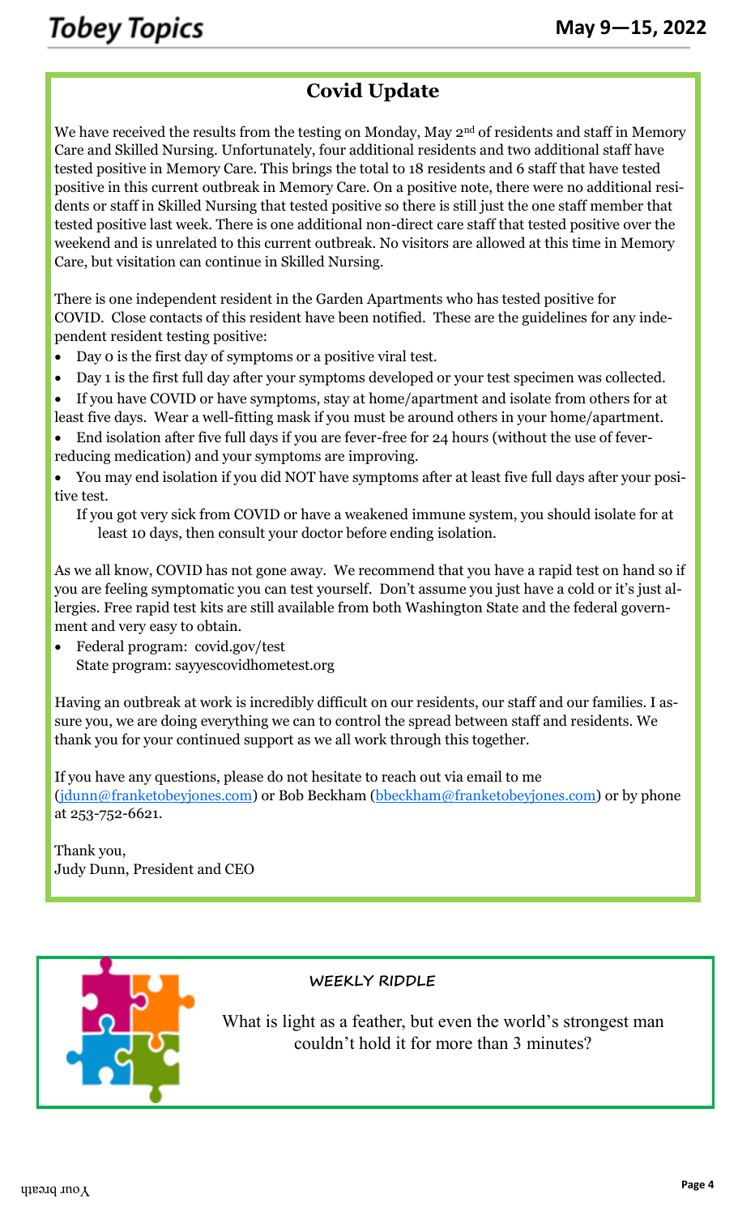## Covid Update

We have received the results from the testing on Monday, May 2nd of residents and staff in Memory Care and Skilled Nursing. Unfortunately, four additional residents and two additional staff have tested positive in Memory Care. This brings the total to 18 residents and 6 staff that have tested positive in this current outbreak in Memory Care. On a positive note, there were no additional residents or staff in Skilled Nursing that tested positive so there is still just the one staff member that tested positive last week. There is one additional non-direct care staff that tested positive over the weekend and is unrelated to this current outbreak. No visitors are allowed at this time in Memory Care, but visitation can continue in Skilled Nursing.

There is one independent resident in the Garden Apartments who has tested positive for COVID. Close contacts of this resident have been notified. These are the guidelines for any independent resident testing positive:

- Day 0 is the first day of symptoms or a positive viral test.
- Day 1 is the first full day after your symptoms developed or your test specimen was collected.
- If you have COVID or have symptoms, stay at home/apartment and isolate from others for at least five days. Wear a well-fitting mask if you must be around others in your home/apartment.
- End isolation after five full days if you are fever-free for 24 hours (without the use of fever-reducing medication) and your symptoms are improving.
- You may end isolation if you did NOT have symptoms after at least five full days after your positive test.

  If you got very sick from COVID or have a weakened immune system, you should isolate for at least 10 days, then consult your doctor before ending isolation.

As we all know, COVID has not gone away. We recommend that you have a rapid test on hand so if you are feeling symptomatic you can test yourself. Don't assume you just have a cold or it's just allergies. Free rapid test kits are still available from both Washington State and the federal government and very easy to obtain.

- Federal program: covid.gov/test
  State program: sayyescovidhometest.org

Having an outbreak at work is incredibly difficult on our residents, our staff and our families. I assure you, we are doing everything we can to control the spread between staff and residents. We thank you for your continued support as we all work through this together.

If you have any questions, please do not hesitate to reach out via email to me (jdunn@franketobeyjones.com) or Bob Beckham (bbeckham@franketobeyjones.com) or by phone at 253-752-6621.

Thank you,
Judy Dunn, President and CEO

**WEEKLY RIDDLE**

What is light as a feather, but even the world's strongest man couldn't hold it for more than 3 minutes?

Your breath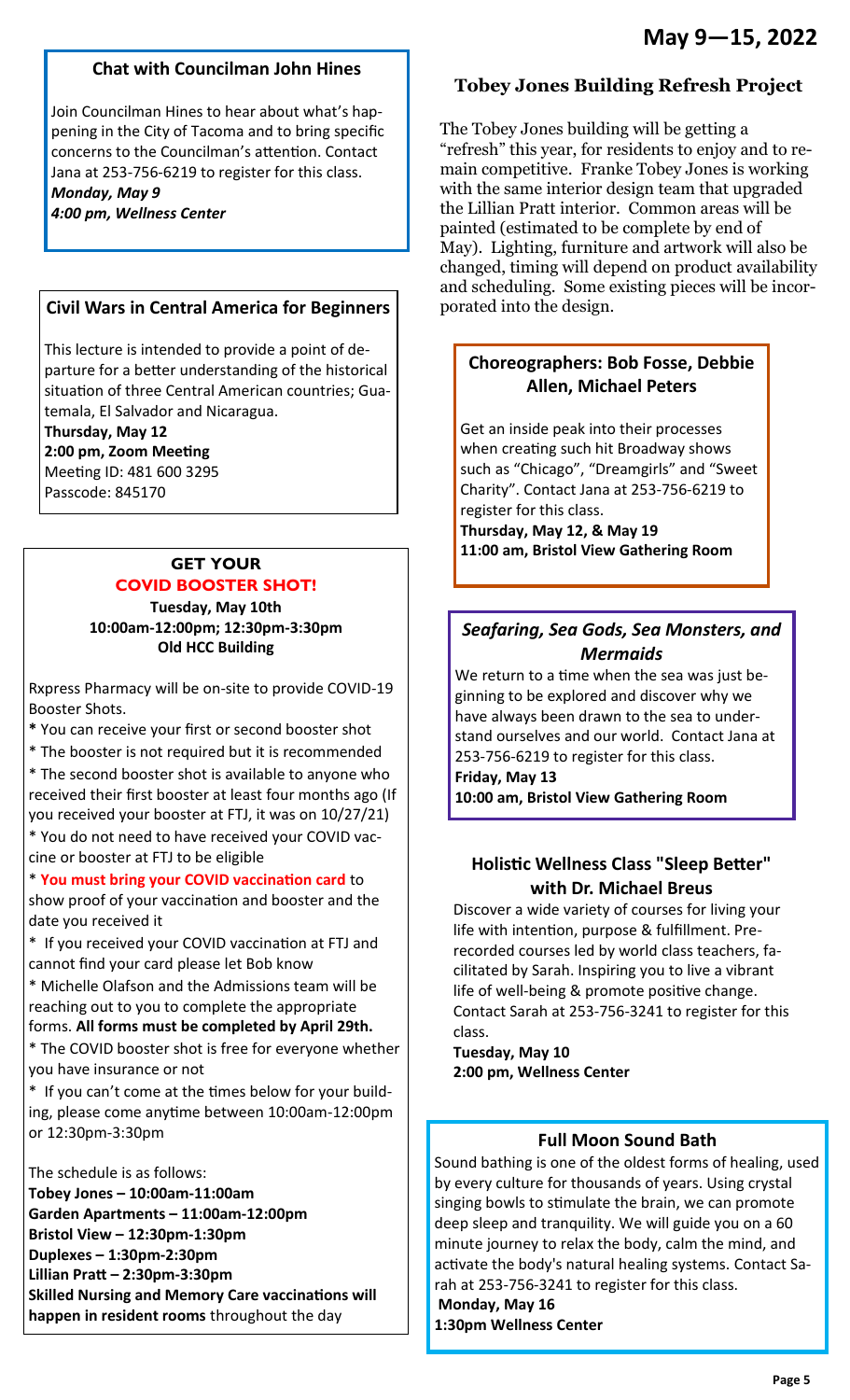# May 9—15, 2022

## Chat with Councilman John Hines

Join Councilman Hines to hear about what's happening in the City of Tacoma and to bring specific concerns to the Councilman's attention. Contact Jana at 253-756-6219 to register for this class.

***Monday, May 9***
***4:00 pm, Wellness Center***

## Civil Wars in Central America for Beginners

This lecture is intended to provide a point of departure for a better understanding of the historical situation of three Central American countries; Guatemala, El Salvador and Nicaragua.

**Thursday, May 12**
**2:00 pm, Zoom Meeting**
Meeting ID: 481 600 3295
Passcode: 845170

## GET YOUR COVID BOOSTER SHOT!

**Tuesday, May 10th**
**10:00am-12:00pm; 12:30pm-3:30pm**
**Old HCC Building**

Rxpress Pharmacy will be on-site to provide COVID-19 Booster Shots.

**\*** You can receive your first or second booster shot

\* The booster is not required but it is recommended

\* The second booster shot is available to anyone who received their first booster at least four months ago (If you received your booster at FTJ, it was on 10/27/21)

\* You do not need to have received your COVID vaccine or booster at FTJ to be eligible

\* **You must bring your COVID vaccination card** to show proof of your vaccination and booster and the date you received it

\* If you received your COVID vaccination at FTJ and cannot find your card please let Bob know

\* Michelle Olafson and the Admissions team will be reaching out to you to complete the appropriate forms. **All forms must be completed by April 29th.**

\* The COVID booster shot is free for everyone whether you have insurance or not

\* If you can't come at the times below for your building, please come anytime between 10:00am-12:00pm or 12:30pm-3:30pm

The schedule is as follows:
**Tobey Jones – 10:00am-11:00am**
**Garden Apartments – 11:00am-12:00pm**
**Bristol View – 12:30pm-1:30pm**
**Duplexes – 1:30pm-2:30pm**
**Lillian Pratt – 2:30pm-3:30pm**
**Skilled Nursing and Memory Care vaccinations will happen in resident rooms** throughout the day

## Tobey Jones Building Refresh Project

The Tobey Jones building will be getting a "refresh" this year, for residents to enjoy and to remain competitive. Franke Tobey Jones is working with the same interior design team that upgraded the Lillian Pratt interior. Common areas will be painted (estimated to be complete by end of May). Lighting, furniture and artwork will also be changed, timing will depend on product availability and scheduling. Some existing pieces will be incorporated into the design.

## Choreographers: Bob Fosse, Debbie Allen, Michael Peters

Get an inside peak into their processes when creating such hit Broadway shows such as "Chicago", "Dreamgirls" and "Sweet Charity". Contact Jana at 253-756-6219 to register for this class.

**Thursday, May 12, & May 19**
**11:00 am, Bristol View Gathering Room**

## *Seafaring, Sea Gods, Sea Monsters, and Mermaids*

We return to a time when the sea was just beginning to be explored and discover why we have always been drawn to the sea to understand ourselves and our world. Contact Jana at 253-756-6219 to register for this class.

**Friday, May 13**
**10:00 am, Bristol View Gathering Room**

## Holistic Wellness Class "Sleep Better" with Dr. Michael Breus

Discover a wide variety of courses for living your life with intention, purpose & fulfillment. Prerecorded courses led by world class teachers, facilitated by Sarah. Inspiring you to live a vibrant life of well-being & promote positive change. Contact Sarah at 253-756-3241 to register for this class.

**Tuesday, May 10**
**2:00 pm, Wellness Center**

## Full Moon Sound Bath

Sound bathing is one of the oldest forms of healing, used by every culture for thousands of years. Using crystal singing bowls to stimulate the brain, we can promote deep sleep and tranquility. We will guide you on a 60 minute journey to relax the body, calm the mind, and activate the body's natural healing systems. Contact Sarah at 253-756-3241 to register for this class.

**Monday, May 16**
**1:30pm Wellness Center**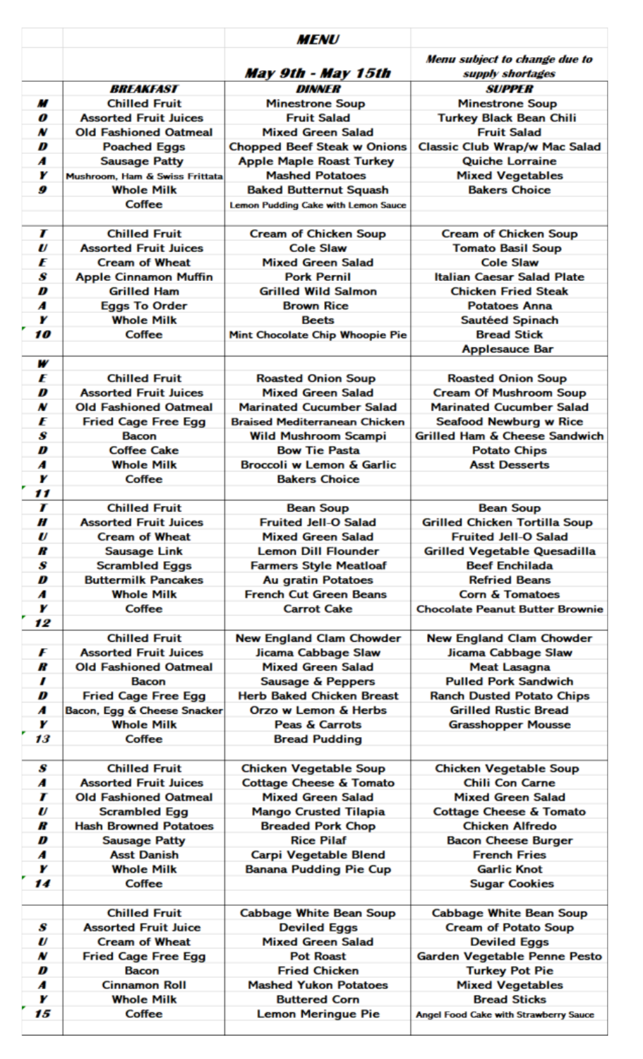| | | MENU | |
|---|---|---|---|
| | | **May 9th - May 15th** | *Menu subject to change due to supply shortages* |
| | **BREAKFAST** | **DINNER** | **SUPPER** |
| **M** | Chilled Fruit | Minestrone Soup | Minestrone Soup |
| **O** | Assorted Fruit Juices | Fruit Salad | Turkey Black Bean Chili |
| **N** | Old Fashioned Oatmeal | Mixed Green Salad | Fruit Salad |
| **D** | Poached Eggs | Chopped Beef Steak w Onions | Classic Club Wrap/w Mac Salad |
| **A** | Sausage Patty | Apple Maple Roast Turkey | Quiche Lorraine |
| **Y** | Mushroom, Ham & Swiss Frittata | Mashed Potatoes | Mixed Vegetables |
| **9** | Whole Milk | Baked Butternut Squash | Bakers Choice |
| | Coffee | Lemon Pudding Cake with Lemon Sauce | |
| **T** | Chilled Fruit | Cream of Chicken Soup | Cream of Chicken Soup |
| **U** | Assorted Fruit Juices | Cole Slaw | Tomato Basil Soup |
| **E** | Cream of Wheat | Mixed Green Salad | Cole Slaw |
| **S** | Apple Cinnamon Muffin | Pork Pernil | Italian Caesar Salad Plate |
| **D** | Grilled Ham | Grilled Wild Salmon | Chicken Fried Steak |
| **A** | Eggs To Order | Brown Rice | Potatoes Anna |
| **Y** | Whole Milk | Beets | Sautéed Spinach |
| **10** | Coffee | Mint Chocolate Chip Whoopie Pie | Bread Stick |
| | | | Applesauce Bar |
| **W** | | | |
| **E** | Chilled Fruit | Roasted Onion Soup | Roasted Onion Soup |
| **D** | Assorted Fruit Juices | Mixed Green Salad | Cream Of Mushroom Soup |
| **N** | Old Fashioned Oatmeal | Marinated Cucumber Salad | Marinated Cucumber Salad |
| **E** | Fried Cage Free Egg | Braised Mediterranean Chicken | Seafood Newburg w Rice |
| **S** | Bacon | Wild Mushroom Scampi | Grilled Ham & Cheese Sandwich |
| **D** | Coffee Cake | Bow Tie Pasta | Potato Chips |
| **A** | Whole Milk | Broccoli w Lemon & Garlic | Asst Desserts |
| **Y** | Coffee | Bakers Choice | |
| **11** | | | |
| **T** | Chilled Fruit | Bean Soup | Bean Soup |
| **H** | Assorted Fruit Juices | Fruited Jell-O Salad | Grilled Chicken Tortilla Soup |
| **U** | Cream of Wheat | Mixed Green Salad | Fruited Jell-O Salad |
| **R** | Sausage Link | Lemon Dill Flounder | Grilled Vegetable Quesadilla |
| **S** | Scrambled Eggs | Farmers Style Meatloaf | Beef Enchilada |
| **D** | Buttermilk Pancakes | Au gratin Potatoes | Refried Beans |
| **A** | Whole Milk | French Cut Green Beans | Corn & Tomatoes |
| **Y** | Coffee | Carrot Cake | Chocolate Peanut Butter Brownie |
| **12** | | | |
| | Chilled Fruit | New England Clam Chowder | New England Clam Chowder |
| **F** | Assorted Fruit Juices | Jicama Cabbage Slaw | Jicama Cabbage Slaw |
| **R** | Old Fashioned Oatmeal | Mixed Green Salad | Meat Lasagna |
| **I** | Bacon | Sausage & Peppers | Pulled Pork Sandwich |
| **D** | Fried Cage Free Egg | Herb Baked Chicken Breast | Ranch Dusted Potato Chips |
| **A** | Bacon, Egg & Cheese Snacker | Orzo w Lemon & Herbs | Grilled Rustic Bread |
| **Y** | Whole Milk | Peas & Carrots | Grasshopper Mousse |
| **13** | Coffee | Bread Pudding | |
| **S** | Chilled Fruit | Chicken Vegetable Soup | Chicken Vegetable Soup |
| **A** | Assorted Fruit Juices | Cottage Cheese & Tomato | Chili Con Carne |
| **T** | Old Fashioned Oatmeal | Mixed Green Salad | Mixed Green Salad |
| **U** | Scrambled Egg | Mango Crusted Tilapia | Cottage Cheese & Tomato |
| **R** | Hash Browned Potatoes | Breaded Pork Chop | Chicken Alfredo |
| **D** | Sausage Patty | Rice Pilaf | Bacon Cheese Burger |
| **A** | Asst Danish | Carpi Vegetable Blend | French Fries |
| **Y** | Whole Milk | Banana Pudding Pie Cup | Garlic Knot |
| **14** | Coffee | | Sugar Cookies |
| | Chilled Fruit | Cabbage White Bean Soup | Cabbage White Bean Soup |
| **S** | Assorted Fruit Juice | Deviled Eggs | Cream of Potato Soup |
| **U** | Cream of Wheat | Mixed Green Salad | Deviled Eggs |
| **N** | Fried Cage Free Egg | Pot Roast | Garden Vegetable Penne Pesto |
| **D** | Bacon | Fried Chicken | Turkey Pot Pie |
| **A** | Cinnamon Roll | Mashed Yukon Potatoes | Mixed Vegetables |
| **Y** | Whole Milk | Buttered Corn | Bread Sticks |
| **15** | Coffee | Lemon Meringue Pie | Angel Food Cake with Strawberry Sauce |